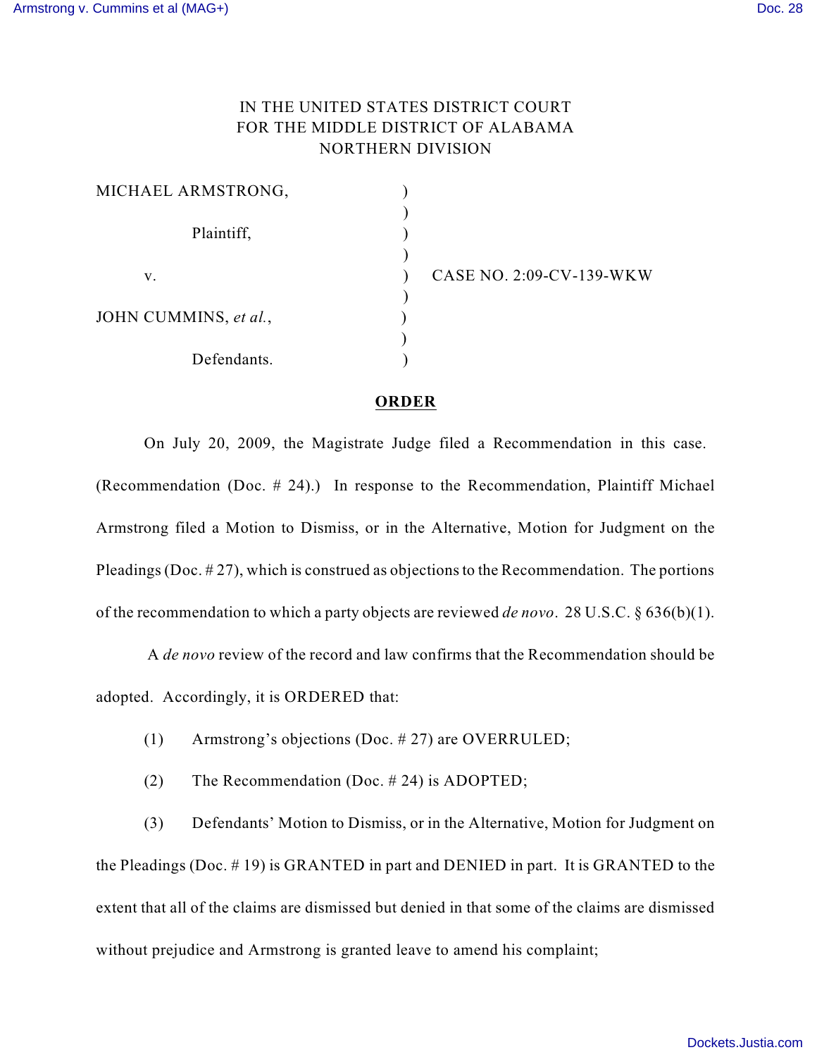IN THE UNITED STATES DISTRICT COURT
FOR THE MIDDLE DISTRICT OF ALABAMA
NORTHERN DIVISION

| | | |
|---|---|---|
| MICHAEL ARMSTRONG, | ) | |
| Plaintiff, | ) | |
| v. | ) | CASE NO. 2:09-CV-139-WKW |
| JOHN CUMMINS, *et al.*, | ) | |
| Defendants. | ) | |

**ORDER**

On July 20, 2009, the Magistrate Judge filed a Recommendation in this case. (Recommendation (Doc. # 24).) In response to the Recommendation, Plaintiff Michael Armstrong filed a Motion to Dismiss, or in the Alternative, Motion for Judgment on the Pleadings (Doc. # 27), which is construed as objections to the Recommendation. The portions of the recommendation to which a party objects are reviewed *de novo*. 28 U.S.C. § 636(b)(1).

A *de novo* review of the record and law confirms that the Recommendation should be adopted. Accordingly, it is ORDERED that:

(1) Armstrong's objections (Doc. # 27) are OVERRULED;

(2) The Recommendation (Doc. # 24) is ADOPTED;

(3) Defendants' Motion to Dismiss, or in the Alternative, Motion for Judgment on the Pleadings (Doc. # 19) is GRANTED in part and DENIED in part. It is GRANTED to the extent that all of the claims are dismissed but denied in that some of the claims are dismissed without prejudice and Armstrong is granted leave to amend his complaint;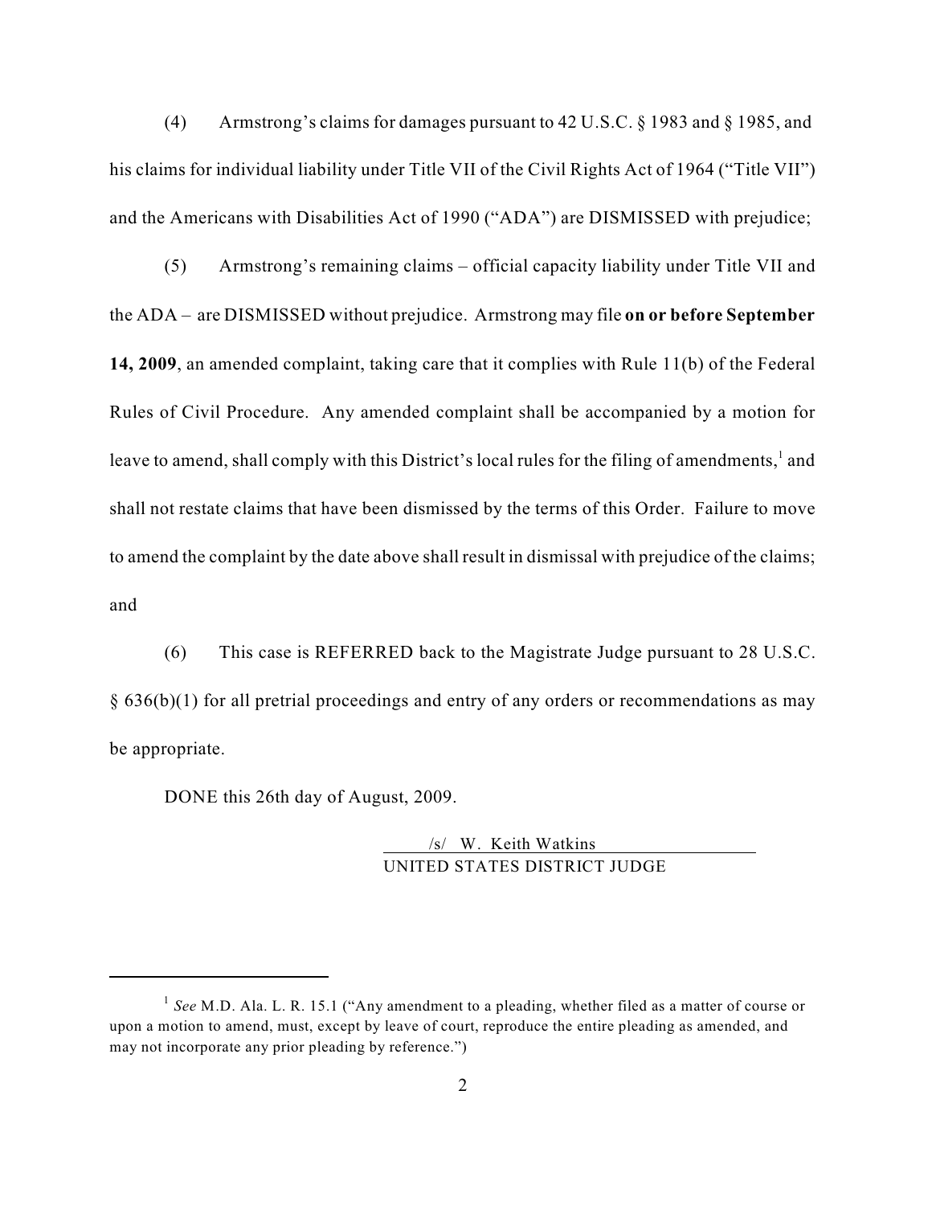(4) Armstrong's claims for damages pursuant to 42 U.S.C. § 1983 and § 1985, and his claims for individual liability under Title VII of the Civil Rights Act of 1964 ("Title VII") and the Americans with Disabilities Act of 1990 ("ADA") are DISMISSED with prejudice;

(5) Armstrong's remaining claims – official capacity liability under Title VII and the ADA – are DISMISSED without prejudice. Armstrong may file **on or before September 14, 2009**, an amended complaint, taking care that it complies with Rule 11(b) of the Federal Rules of Civil Procedure. Any amended complaint shall be accompanied by a motion for leave to amend, shall comply with this District's local rules for the filing of amendments,[1] and shall not restate claims that have been dismissed by the terms of this Order. Failure to move to amend the complaint by the date above shall result in dismissal with prejudice of the claims; and

(6) This case is REFERRED back to the Magistrate Judge pursuant to 28 U.S.C. § 636(b)(1) for all pretrial proceedings and entry of any orders or recommendations as may be appropriate.

DONE this 26th day of August, 2009.

/s/ W. Keith Watkins
UNITED STATES DISTRICT JUDGE

---

[1] *See* M.D. Ala. L. R. 15.1 ("Any amendment to a pleading, whether filed as a matter of course or upon a motion to amend, must, except by leave of court, reproduce the entire pleading as amended, and may not incorporate any prior pleading by reference.")